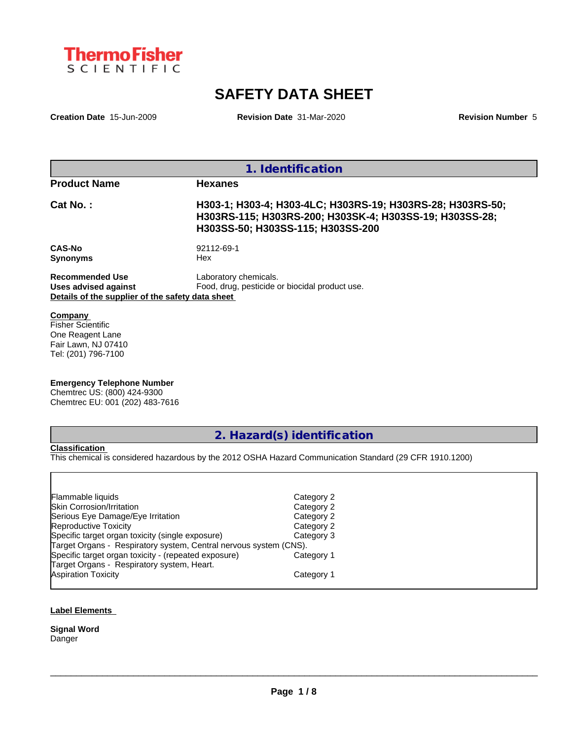Thermo Fisher SCIENTIFIC

# SAFETY DATA SHEET

**Creation Date** 15-Jun-2009 **Revision Date** 31-Mar-2020 **Revision Number** 5

## 1. Identification

**Product Name** **Hexanes**

**Cat No. :** **H303-1; H303-4; H303-4LC; H303RS-19; H303RS-28; H303RS-50; H303RS-115; H303RS-200; H303SK-4; H303SS-19; H303SS-28; H303SS-50; H303SS-115; H303SS-200**

**CAS-No** 92112-69-1
**Synonyms** Hex

**Recommended Use** Laboratory chemicals.
**Uses advised against** Food, drug, pesticide or biocidal product use.

**Details of the supplier of the safety data sheet**

**Company**
Fisher Scientific
One Reagent Lane
Fair Lawn, NJ 07410
Tel: (201) 796-7100

**Emergency Telephone Number**
Chemtrec US: (800) 424-9300
Chemtrec EU: 001 (202) 483-7616

## 2. Hazard(s) identification

**Classification**
This chemical is considered hazardous by the 2012 OSHA Hazard Communication Standard (29 CFR 1910.1200)

| | |
|---|---|
| Flammable liquids | Category 2 |
| Skin Corrosion/Irritation | Category 2 |
| Serious Eye Damage/Eye Irritation | Category 2 |
| Reproductive Toxicity | Category 2 |
| Specific target organ toxicity (single exposure) | Category 3 |
| Target Organs - Respiratory system, Central nervous system (CNS). | |
| Specific target organ toxicity - (repeated exposure) | Category 1 |
| Target Organs - Respiratory system, Heart. | |
| Aspiration Toxicity | Category 1 |

**Label Elements**

**Signal Word**
Danger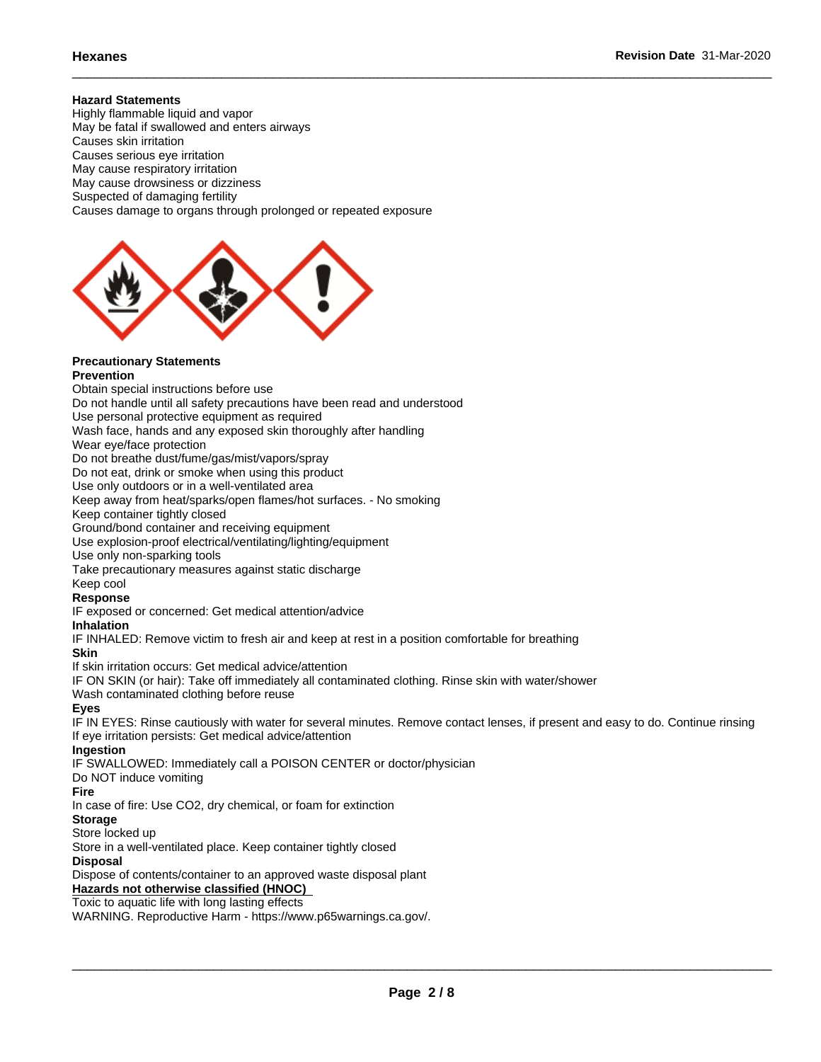**Hazard Statements**

Highly flammable liquid and vapor
May be fatal if swallowed and enters airways
Causes skin irritation
Causes serious eye irritation
May cause respiratory irritation
May cause drowsiness or dizziness
Suspected of damaging fertility
Causes damage to organs through prolonged or repeated exposure

**Precautionary Statements**

**Prevention**

Obtain special instructions before use
Do not handle until all safety precautions have been read and understood
Use personal protective equipment as required
Wash face, hands and any exposed skin thoroughly after handling
Wear eye/face protection
Do not breathe dust/fume/gas/mist/vapors/spray
Do not eat, drink or smoke when using this product
Use only outdoors or in a well-ventilated area
Keep away from heat/sparks/open flames/hot surfaces. - No smoking
Keep container tightly closed
Ground/bond container and receiving equipment
Use explosion-proof electrical/ventilating/lighting/equipment
Use only non-sparking tools
Take precautionary measures against static discharge
Keep cool

**Response**

IF exposed or concerned: Get medical attention/advice

**Inhalation**

IF INHALED: Remove victim to fresh air and keep at rest in a position comfortable for breathing

**Skin**

If skin irritation occurs: Get medical advice/attention
IF ON SKIN (or hair): Take off immediately all contaminated clothing. Rinse skin with water/shower
Wash contaminated clothing before reuse

**Eyes**

IF IN EYES: Rinse cautiously with water for several minutes. Remove contact lenses, if present and easy to do. Continue rinsing
If eye irritation persists: Get medical advice/attention

**Ingestion**

IF SWALLOWED: Immediately call a POISON CENTER or doctor/physician
Do NOT induce vomiting

**Fire**

In case of fire: Use $CO_2$, dry chemical, or foam for extinction

**Storage**

Store locked up
Store in a well-ventilated place. Keep container tightly closed

**Disposal**

Dispose of contents/container to an approved waste disposal plant

**Hazards not otherwise classified (HNOC)**

Toxic to aquatic life with long lasting effects
WARNING. Reproductive Harm - https://www.p65warnings.ca.gov/.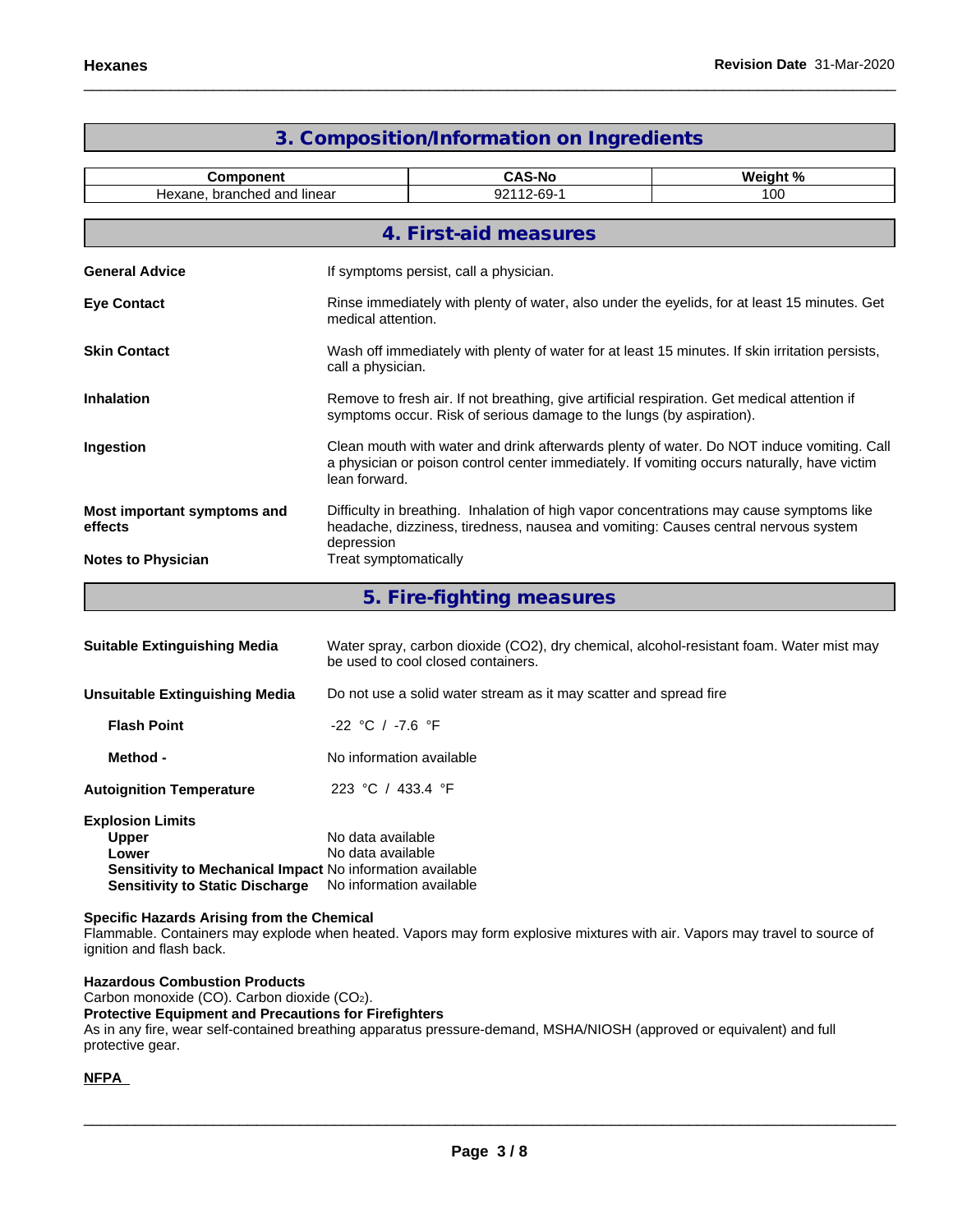## 3. Composition/Information on Ingredients

| Component | CAS-No | Weight % |
|---|---|---|
| Hexane, branched and linear | 92112-69-1 | 100 |

## 4. First-aid measures

**General Advice**
If symptoms persist, call a physician.

**Eye Contact**
Rinse immediately with plenty of water, also under the eyelids, for at least 15 minutes. Get medical attention.

**Skin Contact**
Wash off immediately with plenty of water for at least 15 minutes. If skin irritation persists, call a physician.

**Inhalation**
Remove to fresh air. If not breathing, give artificial respiration. Get medical attention if symptoms occur. Risk of serious damage to the lungs (by aspiration).

**Ingestion**
Clean mouth with water and drink afterwards plenty of water. Do NOT induce vomiting. Call a physician or poison control center immediately. If vomiting occurs naturally, have victim lean forward.

**Most important symptoms and effects**
Difficulty in breathing. Inhalation of high vapor concentrations may cause symptoms like headache, dizziness, tiredness, nausea and vomiting: Causes central nervous system depression

**Notes to Physician**
Treat symptomatically

## 5. Fire-fighting measures

**Suitable Extinguishing Media**
Water spray, carbon dioxide ($CO_2$), dry chemical, alcohol-resistant foam. Water mist may be used to cool closed containers.

**Unsuitable Extinguishing Media**
Do not use a solid water stream as it may scatter and spread fire

**Flash Point**
-22 °C / -7.6 °F

**Method -**
No information available

**Autoignition Temperature**
223 °C / 433.4 °F

**Explosion Limits**
**Upper** No data available
**Lower** No data available
**Sensitivity to Mechanical Impact** No information available
**Sensitivity to Static Discharge** No information available

**Specific Hazards Arising from the Chemical**
Flammable. Containers may explode when heated. Vapors may form explosive mixtures with air. Vapors may travel to source of ignition and flash back.

**Hazardous Combustion Products**
Carbon monoxide (CO). Carbon dioxide ($CO_2$).

**Protective Equipment and Precautions for Firefighters**
As in any fire, wear self-contained breathing apparatus pressure-demand, MSHA/NIOSH (approved or equivalent) and full protective gear.

**NFPA**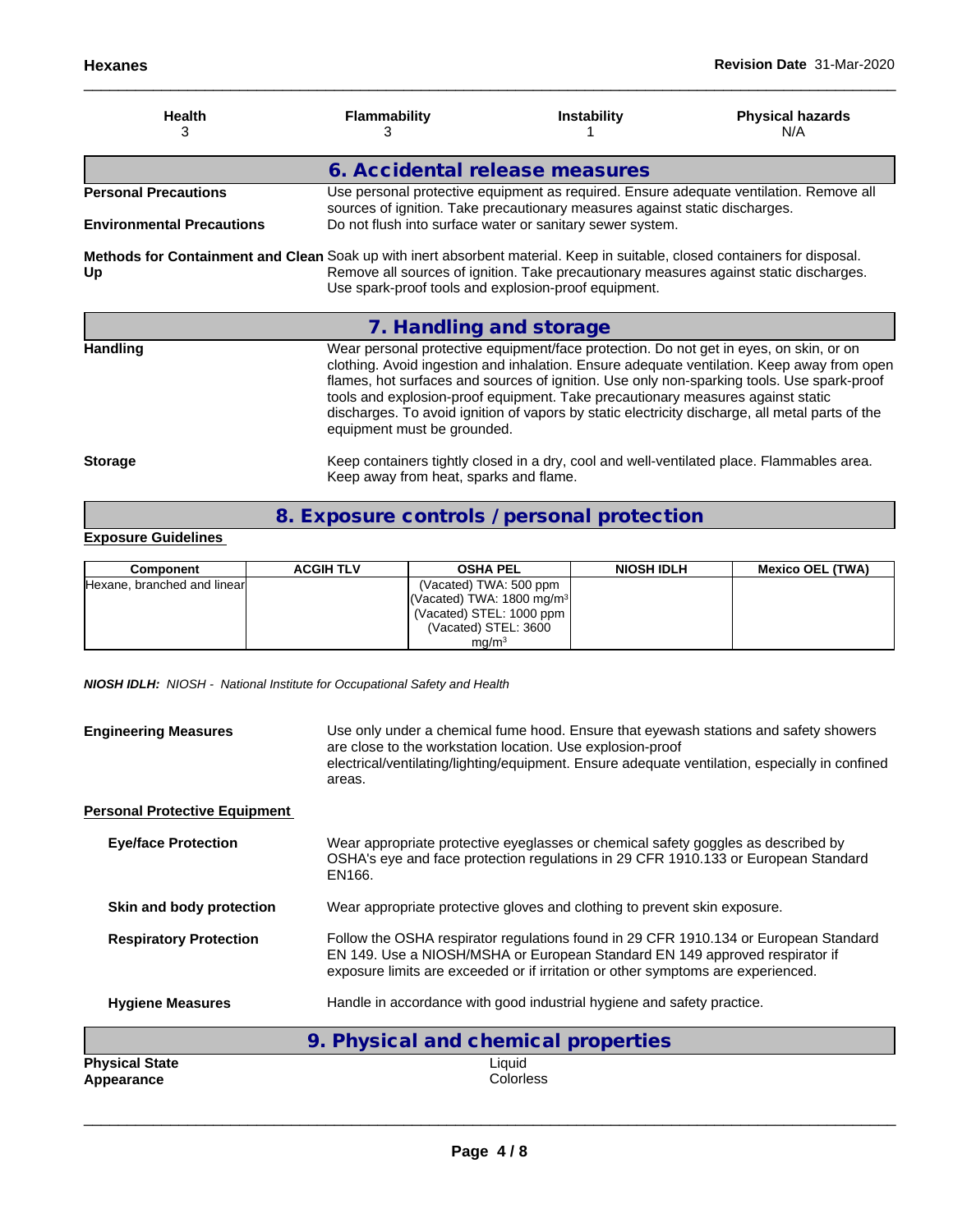| Health | Flammability | Instability | Physical hazards |
|---|---|---|---|
| 3 | 3 | 1 | N/A |

## 6. Accidental release measures

**Personal Precautions** Use personal protective equipment as required. Ensure adequate ventilation. Remove all sources of ignition. Take precautionary measures against static discharges.

**Environmental Precautions** Do not flush into surface water or sanitary sewer system.

**Methods for Containment and Clean Up** Soak up with inert absorbent material. Keep in suitable, closed containers for disposal. Remove all sources of ignition. Take precautionary measures against static discharges. Use spark-proof tools and explosion-proof equipment.

## 7. Handling and storage

**Handling** Wear personal protective equipment/face protection. Do not get in eyes, on skin, or on clothing. Avoid ingestion and inhalation. Ensure adequate ventilation. Keep away from open flames, hot surfaces and sources of ignition. Use only non-sparking tools. Use spark-proof tools and explosion-proof equipment. Take precautionary measures against static discharges. To avoid ignition of vapors by static electricity discharge, all metal parts of the equipment must be grounded.

**Storage** Keep containers tightly closed in a dry, cool and well-ventilated place. Flammables area. Keep away from heat, sparks and flame.

## 8. Exposure controls / personal protection

**Exposure Guidelines**

| Component | ACGIH TLV | OSHA PEL | NIOSH IDLH | Mexico OEL (TWA) |
|---|---|---|---|---|
| Hexane, branched and linear | | (Vacated) TWA: 500 ppm<br>(Vacated) TWA: 1800 mg/m$^3$<br>(Vacated) STEL: 1000 ppm<br>(Vacated) STEL: 3600 mg/m$^3$ | | |

*NIOSH IDLH: NIOSH - National Institute for Occupational Safety and Health*

**Engineering Measures** Use only under a chemical fume hood. Ensure that eyewash stations and safety showers are close to the workstation location. Use explosion-proof electrical/ventilating/lighting/equipment. Ensure adequate ventilation, especially in confined areas.

**Personal Protective Equipment**

**Eye/face Protection** Wear appropriate protective eyeglasses or chemical safety goggles as described by OSHA's eye and face protection regulations in 29 CFR 1910.133 or European Standard EN166.

**Skin and body protection** Wear appropriate protective gloves and clothing to prevent skin exposure.

**Respiratory Protection** Follow the OSHA respirator regulations found in 29 CFR 1910.134 or European Standard EN 149. Use a NIOSH/MSHA or European Standard EN 149 approved respirator if exposure limits are exceeded or if irritation or other symptoms are experienced.

**Hygiene Measures** Handle in accordance with good industrial hygiene and safety practice.

## 9. Physical and chemical properties

**Physical State** Liquid
**Appearance** Colorless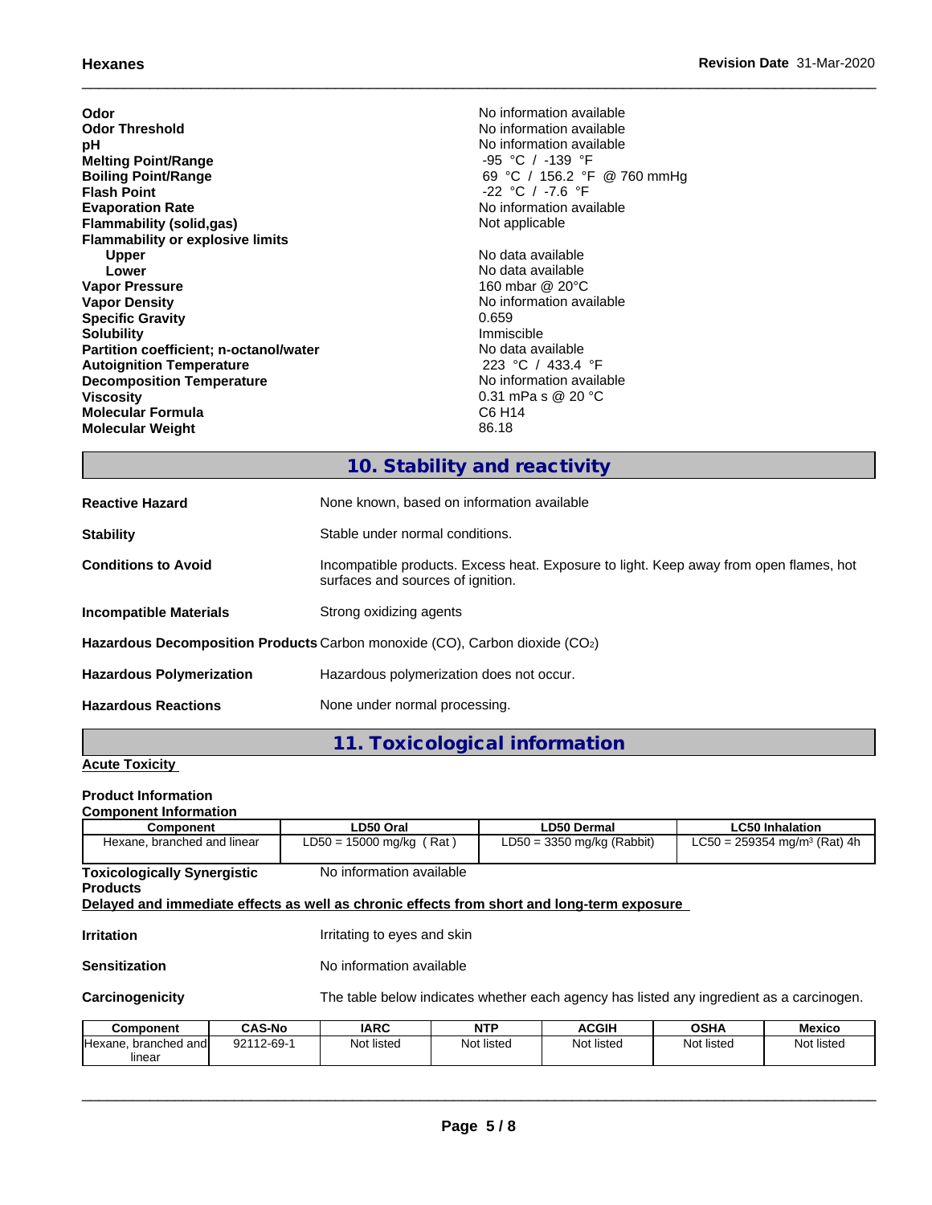| | |
|---|---|
| **Odor** | No information available |
| **Odor Threshold** | No information available |
| **pH** | No information available |
| **Melting Point/Range** | -95 °C / -139 °F |
| **Boiling Point/Range** | 69 °C / 156.2 °F @ 760 mmHg |
| **Flash Point** | -22 °C / -7.6 °F |
| **Evaporation Rate** | No information available |
| **Flammability (solid,gas)** | Not applicable |
| **Flammability or explosive limits** | |
| **Upper** | No data available |
| **Lower** | No data available |
| **Vapor Pressure** | 160 mbar @ 20°C |
| **Vapor Density** | No information available |
| **Specific Gravity** | 0.659 |
| **Solubility** | Immiscible |
| **Partition coefficient; n-octanol/water** | No data available |
| **Autoignition Temperature** | 223 °C / 433.4 °F |
| **Decomposition Temperature** | No information available |
| **Viscosity** | 0.31 mPa s @ 20 °C |
| **Molecular Formula** | C6 H14 |
| **Molecular Weight** | 86.18 |

## 10. Stability and reactivity

**Reactive Hazard** None known, based on information available

**Stability** Stable under normal conditions.

**Conditions to Avoid** Incompatible products. Excess heat. Exposure to light. Keep away from open flames, hot surfaces and sources of ignition.

**Incompatible Materials** Strong oxidizing agents

**Hazardous Decomposition Products** Carbon monoxide (CO), Carbon dioxide ($CO_2$)

**Hazardous Polymerization** Hazardous polymerization does not occur.

**Hazardous Reactions** None under normal processing.

## 11. Toxicological information

**Acute Toxicity**

**Product Information**

**Component Information**

| Component | LD50 Oral | LD50 Dermal | LC50 Inhalation |
|---|---|---|---|
| Hexane, branched and linear | LD50 = 15000 mg/kg ( Rat ) | LD50 = 3350 mg/kg (Rabbit) | LC50 = 259354 mg/m³ (Rat) 4h |

**Toxicologically Synergistic Products** No information available

**Delayed and immediate effects as well as chronic effects from short and long-term exposure**

**Irritation** Irritating to eyes and skin

**Sensitization** No information available

**Carcinogenicity** The table below indicates whether each agency has listed any ingredient as a carcinogen.

| Component | CAS-No | IARC | NTP | ACGIH | OSHA | Mexico |
|---|---|---|---|---|---|---|
| Hexane, branched and linear | 92112-69-1 | Not listed | Not listed | Not listed | Not listed | Not listed |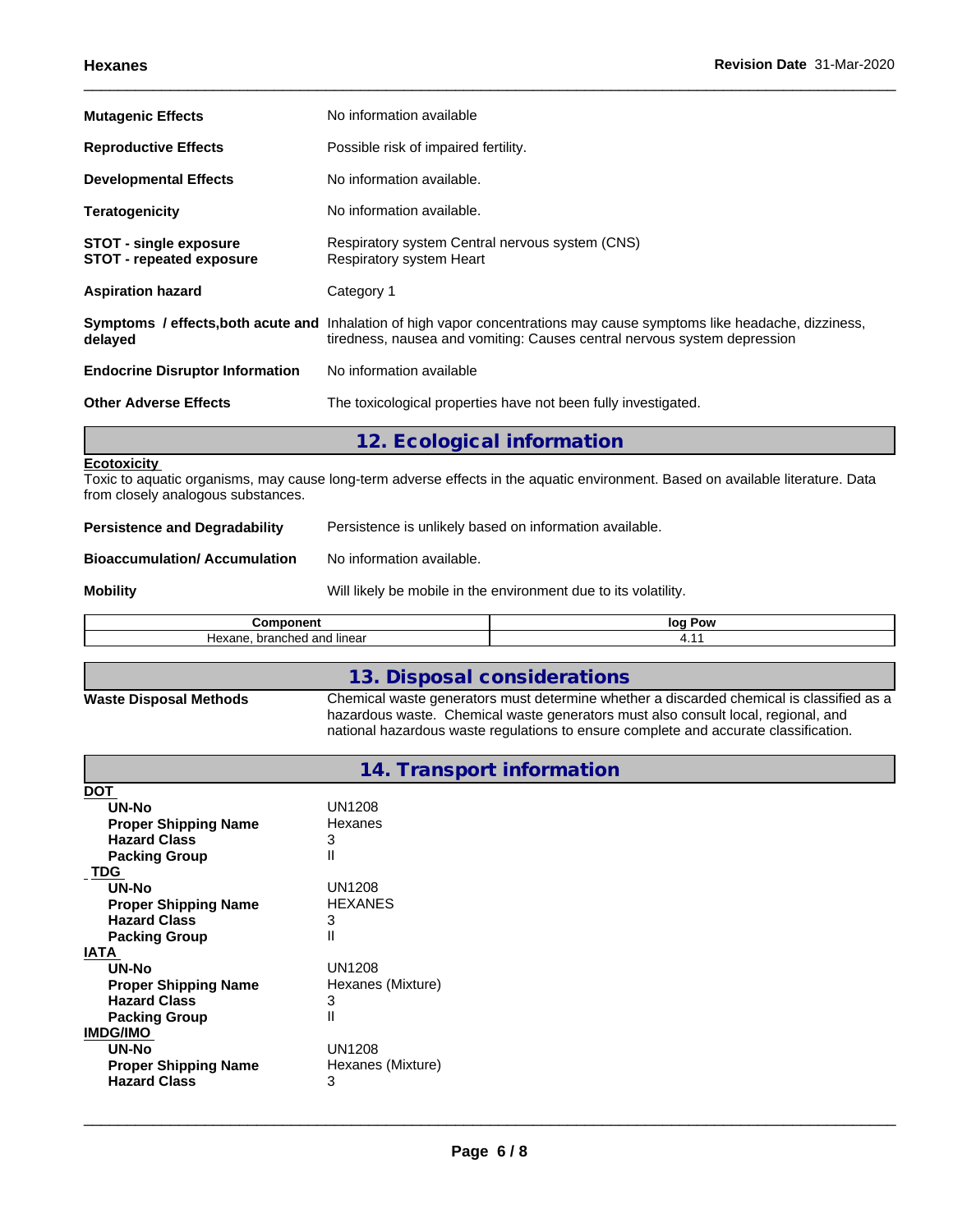| | |
|---|---|
| **Mutagenic Effects** | No information available |
| **Reproductive Effects** | Possible risk of impaired fertility. |
| **Developmental Effects** | No information available. |
| **Teratogenicity** | No information available. |
| **STOT - single exposure** | Respiratory system Central nervous system (CNS) |
| **STOT - repeated exposure** | Respiratory system Heart |
| **Aspiration hazard** | Category 1 |
| **Symptoms / effects,both acute and delayed** | Inhalation of high vapor concentrations may cause symptoms like headache, dizziness, tiredness, nausea and vomiting: Causes central nervous system depression |
| **Endocrine Disruptor Information** | No information available |
| **Other Adverse Effects** | The toxicological properties have not been fully investigated. |

## 12. Ecological information

**Ecotoxicity**

Toxic to aquatic organisms, may cause long-term adverse effects in the aquatic environment. Based on available literature. Data from closely analogous substances.

| | |
|---|---|
| **Persistence and Degradability** | Persistence is unlikely based on information available. |
| **Bioaccumulation/ Accumulation** | No information available. |
| **Mobility** | Will likely be mobile in the environment due to its volatility. |

| Component | log Pow |
|---|---|
| Hexane, branched and linear | 4.11 |

## 13. Disposal considerations

| | |
|---|---|
| **Waste Disposal Methods** | Chemical waste generators must determine whether a discarded chemical is classified as a hazardous waste. Chemical waste generators must also consult local, regional, and national hazardous waste regulations to ensure complete and accurate classification. |

## 14. Transport information

**DOT**

| | |
|---|---|
| **UN-No** | UN1208 |
| **Proper Shipping Name** | Hexanes |
| **Hazard Class** | 3 |
| **Packing Group** | II |

**TDG**

| | |
|---|---|
| **UN-No** | UN1208 |
| **Proper Shipping Name** | HEXANES |
| **Hazard Class** | 3 |
| **Packing Group** | II |

**IATA**

| | |
|---|---|
| **UN-No** | UN1208 |
| **Proper Shipping Name** | Hexanes (Mixture) |
| **Hazard Class** | 3 |
| **Packing Group** | II |

**IMDG/IMO**

| | |
|---|---|
| **UN-No** | UN1208 |
| **Proper Shipping Name** | Hexanes (Mixture) |
| **Hazard Class** | 3 |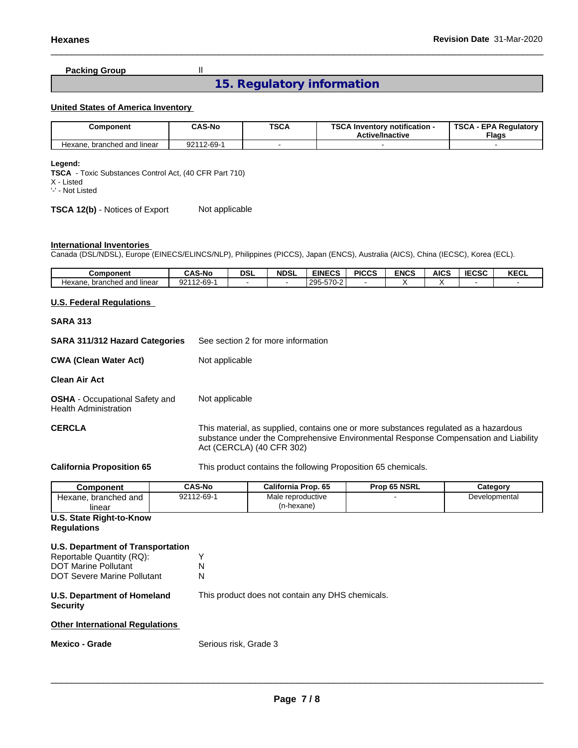**Packing Group** II

## 15. Regulatory information

**United States of America Inventory**

| Component | CAS-No | TSCA | TSCA Inventory notification - Active/Inactive | TSCA - EPA Regulatory Flags |
|---|---|---|---|---|
| Hexane, branched and linear | 92112-69-1 | - | - | - |

**Legend:**
**TSCA** - Toxic Substances Control Act, (40 CFR Part 710)
X - Listed
'-' - Not Listed

**TSCA 12(b)** - Notices of Export Not applicable

**International Inventories**
Canada (DSL/NDSL), Europe (EINECS/ELINCS/NLP), Philippines (PICCS), Japan (ENCS), Australia (AICS), China (IECSC), Korea (ECL).

| Component | CAS-No | DSL | NDSL | EINECS | PICCS | ENCS | AICS | IECSC | KECL |
|---|---|---|---|---|---|---|---|---|---|
| Hexane, branched and linear | 92112-69-1 | - | - | 295-570-2 | - | X | X | - | - |

**U.S. Federal Regulations**

**SARA 313**

**SARA 311/312 Hazard Categories** See section 2 for more information

**CWA (Clean Water Act)** Not applicable

**Clean Air Act**

**OSHA** - Occupational Safety and Health Administration Not applicable

**CERCLA** This material, as supplied, contains one or more substances regulated as a hazardous substance under the Comprehensive Environmental Response Compensation and Liability Act (CERCLA) (40 CFR 302)

**California Proposition 65** This product contains the following Proposition 65 chemicals.

| Component | CAS-No | California Prop. 65 | Prop 65 NSRL | Category |
|---|---|---|---|---|
| Hexane, branched and linear | 92112-69-1 | Male reproductive (n-hexane) | - | Developmental |

**U.S. State Right-to-Know Regulations**

**U.S. Department of Transportation**
Reportable Quantity (RQ): Y
DOT Marine Pollutant N
DOT Severe Marine Pollutant N

**U.S. Department of Homeland Security** This product does not contain any DHS chemicals.

**Other International Regulations**

**Mexico - Grade** Serious risk, Grade 3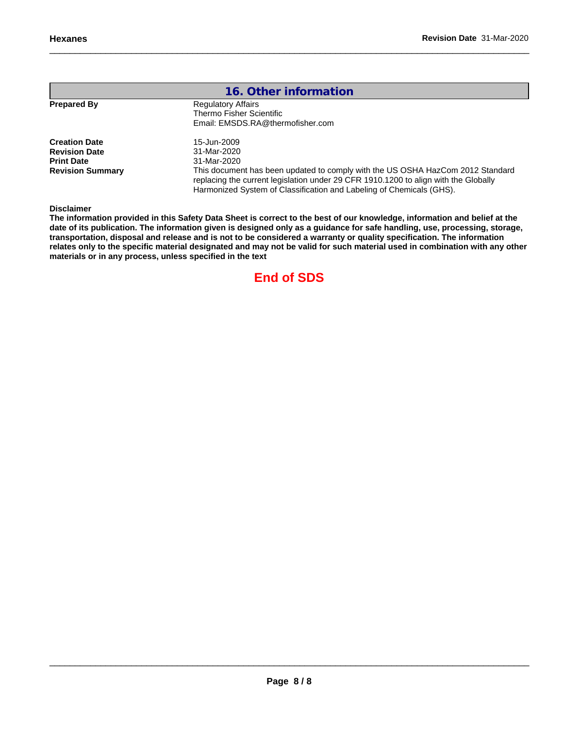## 16. Other information

| | |
|---|---|
| **Prepared By** | Regulatory Affairs<br>Thermo Fisher Scientific<br>Email: EMSDS.RA@thermofisher.com |
| **Creation Date** | 15-Jun-2009 |
| **Revision Date** | 31-Mar-2020 |
| **Print Date** | 31-Mar-2020 |
| **Revision Summary** | This document has been updated to comply with the US OSHA HazCom 2012 Standard replacing the current legislation under 29 CFR 1910.1200 to align with the Globally Harmonized System of Classification and Labeling of Chemicals (GHS). |

**Disclaimer**

**The information provided in this Safety Data Sheet is correct to the best of our knowledge, information and belief at the date of its publication. The information given is designed only as a guidance for safe handling, use, processing, storage, transportation, disposal and release and is not to be considered a warranty or quality specification. The information relates only to the specific material designated and may not be valid for such material used in combination with any other materials or in any process, unless specified in the text**

**End of SDS**